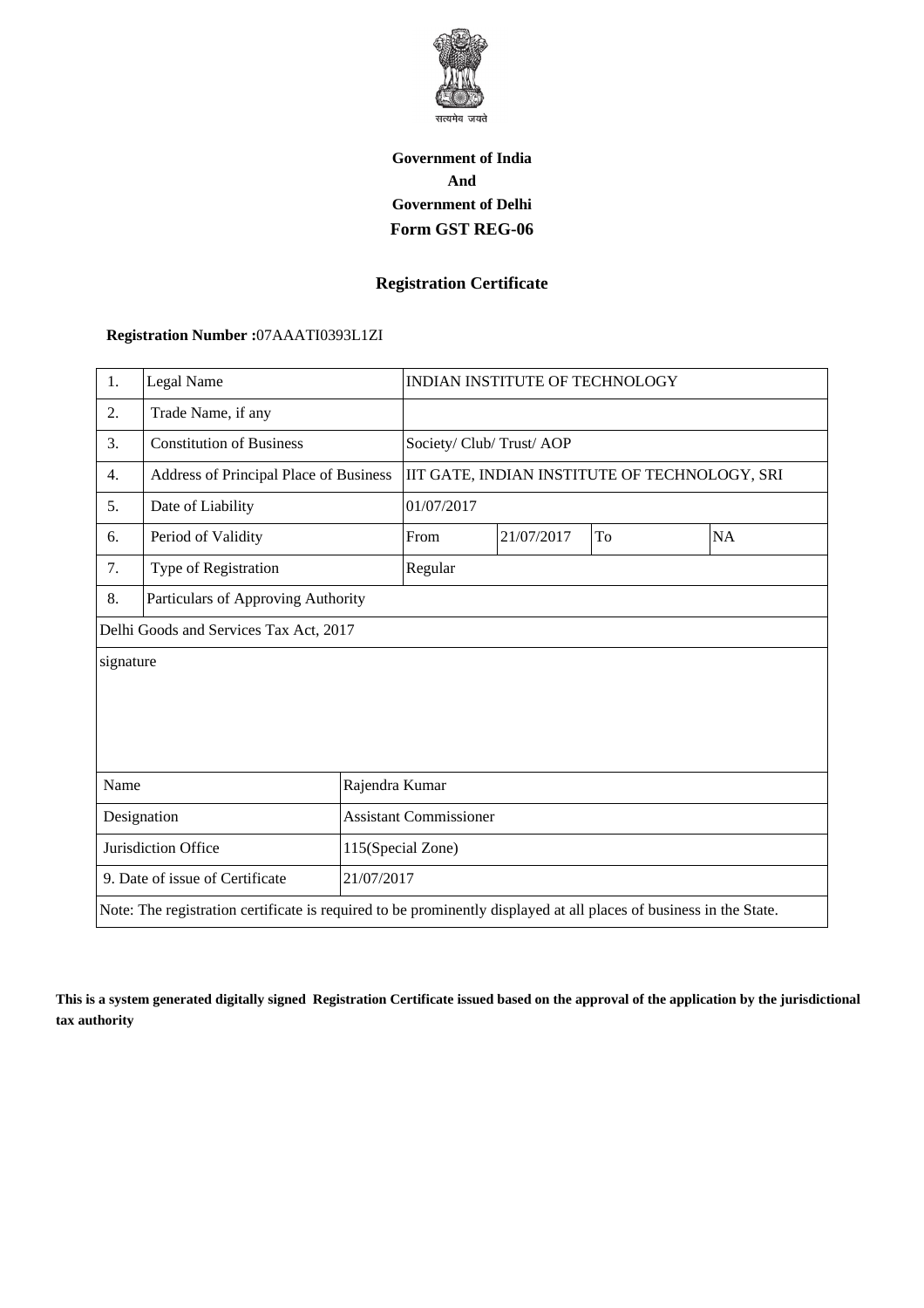सत्यमेव जयते

**Government of India**

**And**

**Government of Delhi**

**Form GST REG-06**

## Registration Certificate

**Registration Number :**07AAATI0393L1ZI

| 1. | Legal Name | INDIAN INSTITUTE OF TECHNOLOGY | | | |
|---|---|---|---|---|---|
| 2. | Trade Name, if any | | | | |
| 3. | Constitution of Business | Society/ Club/ Trust/ AOP | | | |
| 4. | Address of Principal Place of Business | IIT GATE, INDIAN INSTITUTE OF TECHNOLOGY, SRI | | | |
| 5. | Date of Liability | 01/07/2017 | | | |
| 6. | Period of Validity | From | 21/07/2017 | To | NA |
| 7. | Type of Registration | Regular | | | |
| 8. | Particulars of Approving Authority | | | | |

| Delhi Goods and Services Tax Act, 2017 | |
|---|---|
| signature | |
| Name | Rajendra Kumar |
| Designation | Assistant Commissioner |
| Jurisdiction Office | 115(Special Zone) |
| 9. Date of issue of Certificate | 21/07/2017 |

Note: The registration certificate is required to be prominently displayed at all places of business in the State.

**This is a system generated digitally signed Registration Certificate issued based on the approval of the application by the jurisdictional tax authority**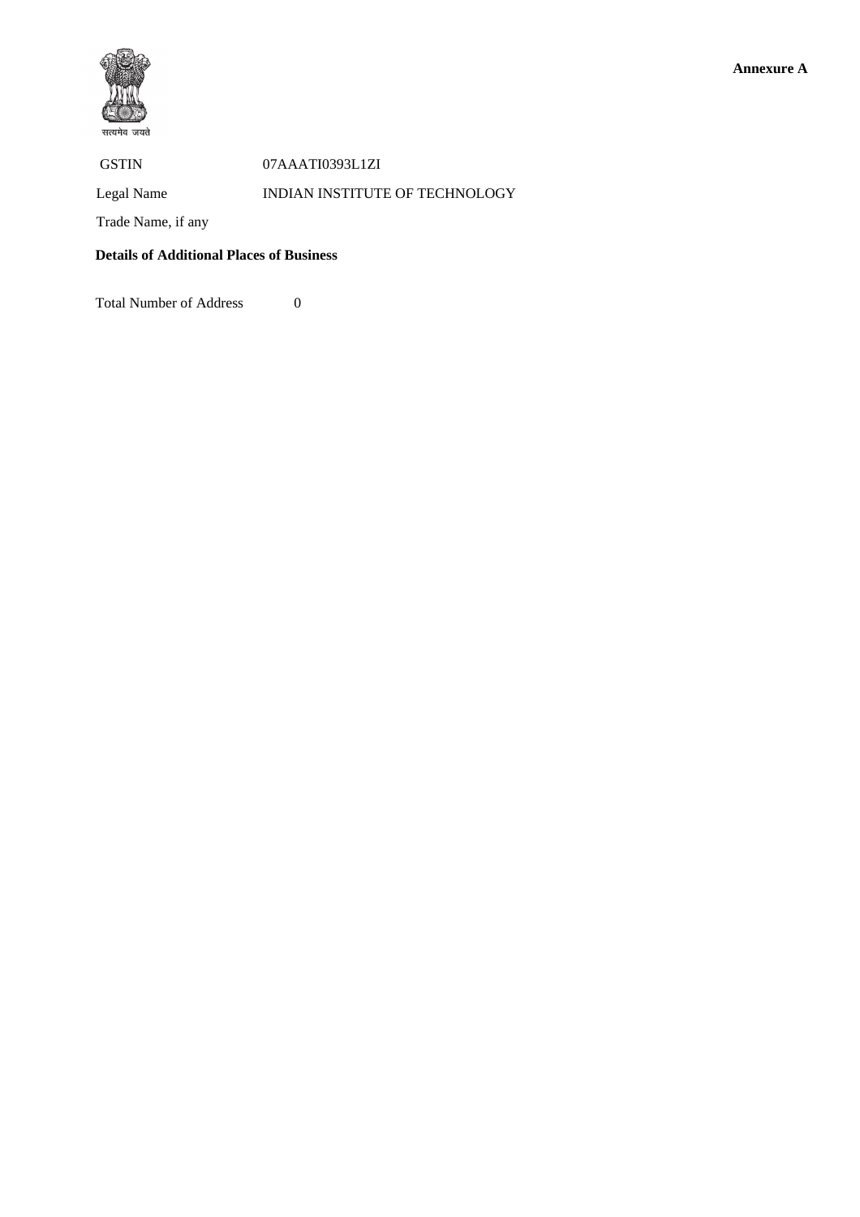सत्यमेव जयते

**Annexure A**

| | |
|---|---|
| GSTIN | 07AAATI0393L1ZI |
| Legal Name | INDIAN INSTITUTE OF TECHNOLOGY |
| Trade Name, if any | |

**Details of Additional Places of Business**

Total Number of Address 0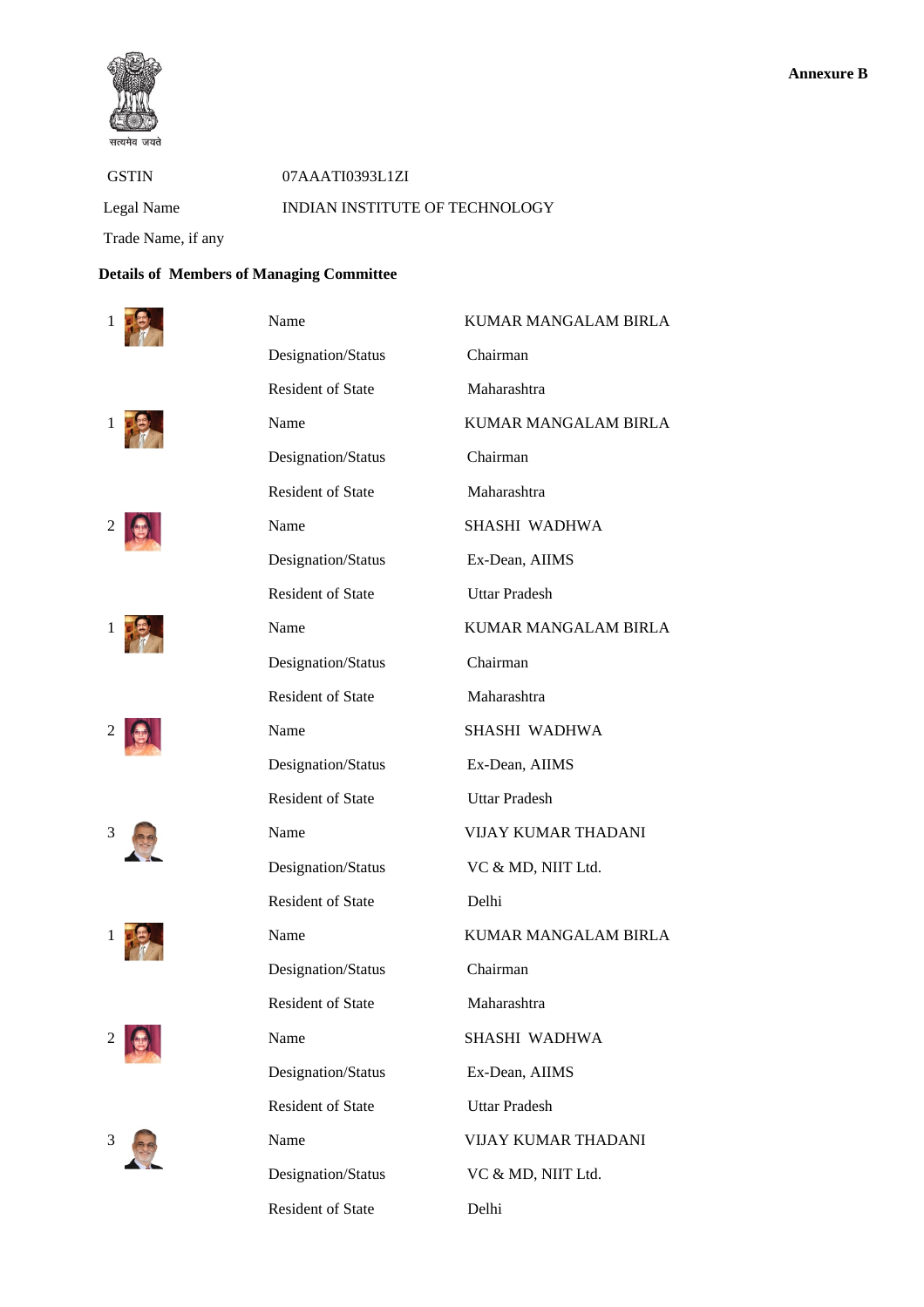**Annexure B**

सत्यमेव जयते

| | |
|---|---|
| GSTIN | 07AAATI0393L1ZI |
| Legal Name | INDIAN INSTITUTE OF TECHNOLOGY |
| Trade Name, if any | |

**Details of Members of Managing Committee**

| | | |
|---|---|---|
| 1 | Name | KUMAR MANGALAM BIRLA |
| | Designation/Status | Chairman |
| | Resident of State | Maharashtra |
| 1 | Name | KUMAR MANGALAM BIRLA |
| | Designation/Status | Chairman |
| | Resident of State | Maharashtra |
| 2 | Name | SHASHI WADHWA |
| | Designation/Status | Ex-Dean, AIIMS |
| | Resident of State | Uttar Pradesh |
| 1 | Name | KUMAR MANGALAM BIRLA |
| | Designation/Status | Chairman |
| | Resident of State | Maharashtra |
| 2 | Name | SHASHI WADHWA |
| | Designation/Status | Ex-Dean, AIIMS |
| | Resident of State | Uttar Pradesh |
| 3 | Name | VIJAY KUMAR THADANI |
| | Designation/Status | VC & MD, NIIT Ltd. |
| | Resident of State | Delhi |
| 1 | Name | KUMAR MANGALAM BIRLA |
| | Designation/Status | Chairman |
| | Resident of State | Maharashtra |
| 2 | Name | SHASHI WADHWA |
| | Designation/Status | Ex-Dean, AIIMS |
| | Resident of State | Uttar Pradesh |
| 3 | Name | VIJAY KUMAR THADANI |
| | Designation/Status | VC & MD, NIIT Ltd. |
| | Resident of State | Delhi |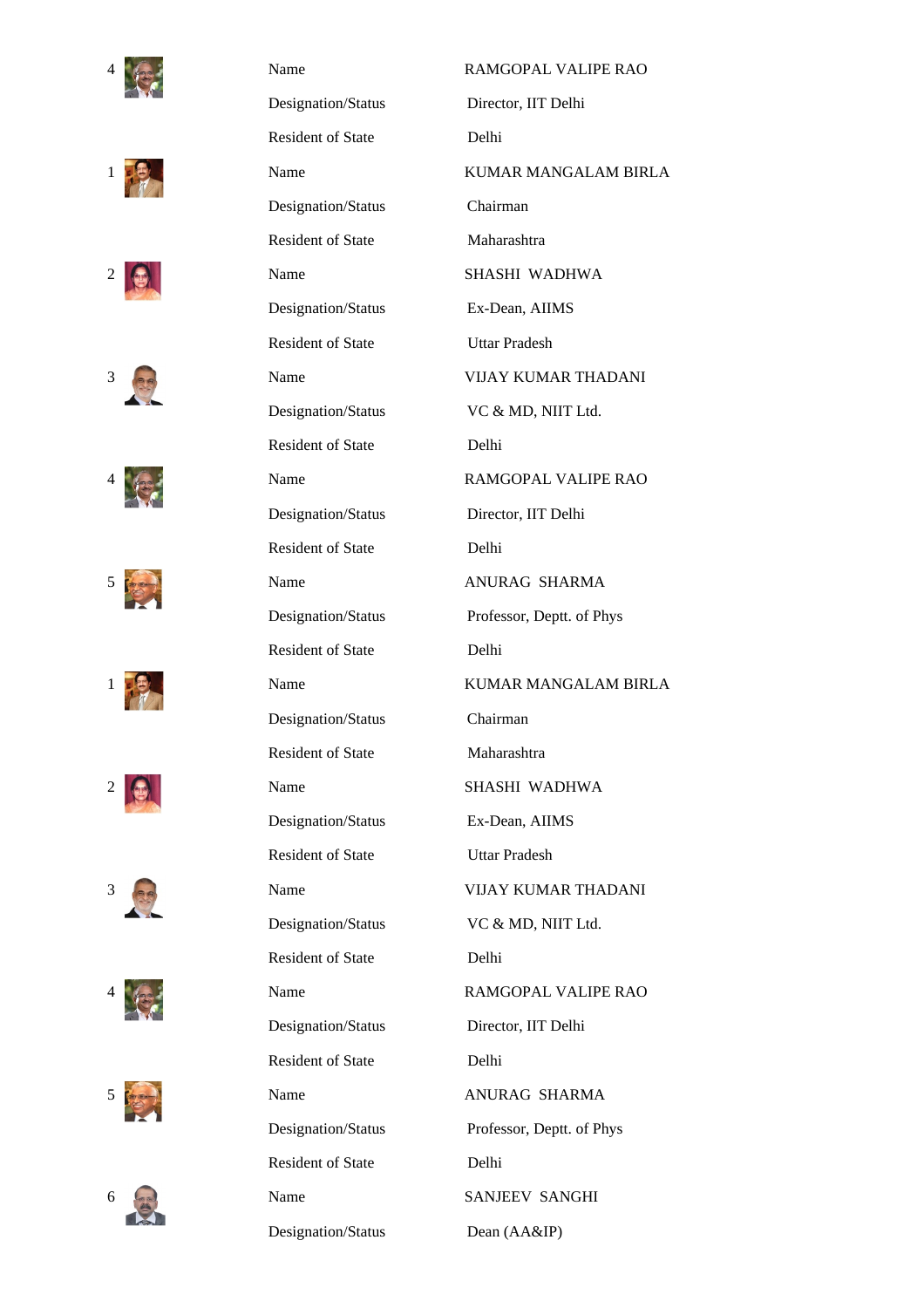| | Field | Value |
|---|---|---|
| 4 | Name | RAMGOPAL VALIPE RAO |
| | Designation/Status | Director, IIT Delhi |
| | Resident of State | Delhi |
| 1 | Name | KUMAR MANGALAM BIRLA |
| | Designation/Status | Chairman |
| | Resident of State | Maharashtra |
| 2 | Name | SHASHI WADHWA |
| | Designation/Status | Ex-Dean, AIIMS |
| | Resident of State | Uttar Pradesh |
| 3 | Name | VIJAY KUMAR THADANI |
| | Designation/Status | VC & MD, NIIT Ltd. |
| | Resident of State | Delhi |
| 4 | Name | RAMGOPAL VALIPE RAO |
| | Designation/Status | Director, IIT Delhi |
| | Resident of State | Delhi |
| 5 | Name | ANURAG SHARMA |
| | Designation/Status | Professor, Deptt. of Phys |
| | Resident of State | Delhi |
| 1 | Name | KUMAR MANGALAM BIRLA |
| | Designation/Status | Chairman |
| | Resident of State | Maharashtra |
| 2 | Name | SHASHI WADHWA |
| | Designation/Status | Ex-Dean, AIIMS |
| | Resident of State | Uttar Pradesh |
| 3 | Name | VIJAY KUMAR THADANI |
| | Designation/Status | VC & MD, NIIT Ltd. |
| | Resident of State | Delhi |
| 4 | Name | RAMGOPAL VALIPE RAO |
| | Designation/Status | Director, IIT Delhi |
| | Resident of State | Delhi |
| 5 | Name | ANURAG SHARMA |
| | Designation/Status | Professor, Deptt. of Phys |
| | Resident of State | Delhi |
| 6 | Name | SANJEEV SANGHI |
| | Designation/Status | Dean (AA&IP) |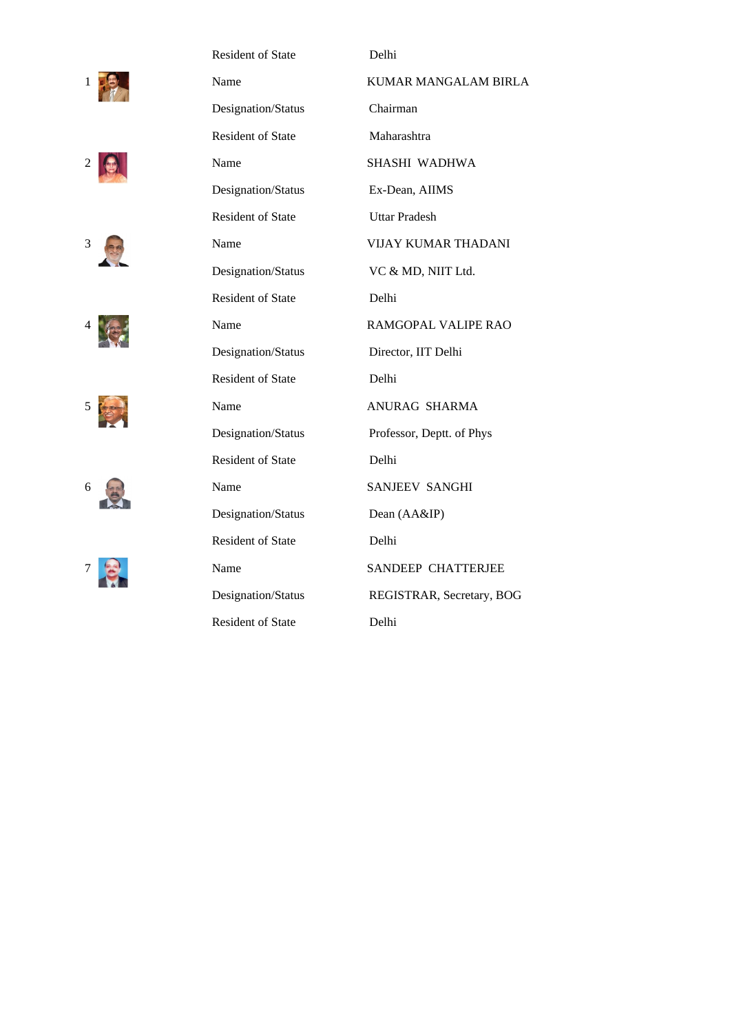| | | |
|---|---|---|
| | Resident of State | Delhi |
| 1 | Name | KUMAR MANGALAM BIRLA |
| | Designation/Status | Chairman |
| | Resident of State | Maharashtra |
| 2 | Name | SHASHI WADHWA |
| | Designation/Status | Ex-Dean, AIIMS |
| | Resident of State | Uttar Pradesh |
| 3 | Name | VIJAY KUMAR THADANI |
| | Designation/Status | VC & MD, NIIT Ltd. |
| | Resident of State | Delhi |
| 4 | Name | RAMGOPAL VALIPE RAO |
| | Designation/Status | Director, IIT Delhi |
| | Resident of State | Delhi |
| 5 | Name | ANURAG SHARMA |
| | Designation/Status | Professor, Deptt. of Phys |
| | Resident of State | Delhi |
| 6 | Name | SANJEEV SANGHI |
| | Designation/Status | Dean (AA&IP) |
| | Resident of State | Delhi |
| 7 | Name | SANDEEP CHATTERJEE |
| | Designation/Status | REGISTRAR, Secretary, BOG |
| | Resident of State | Delhi |